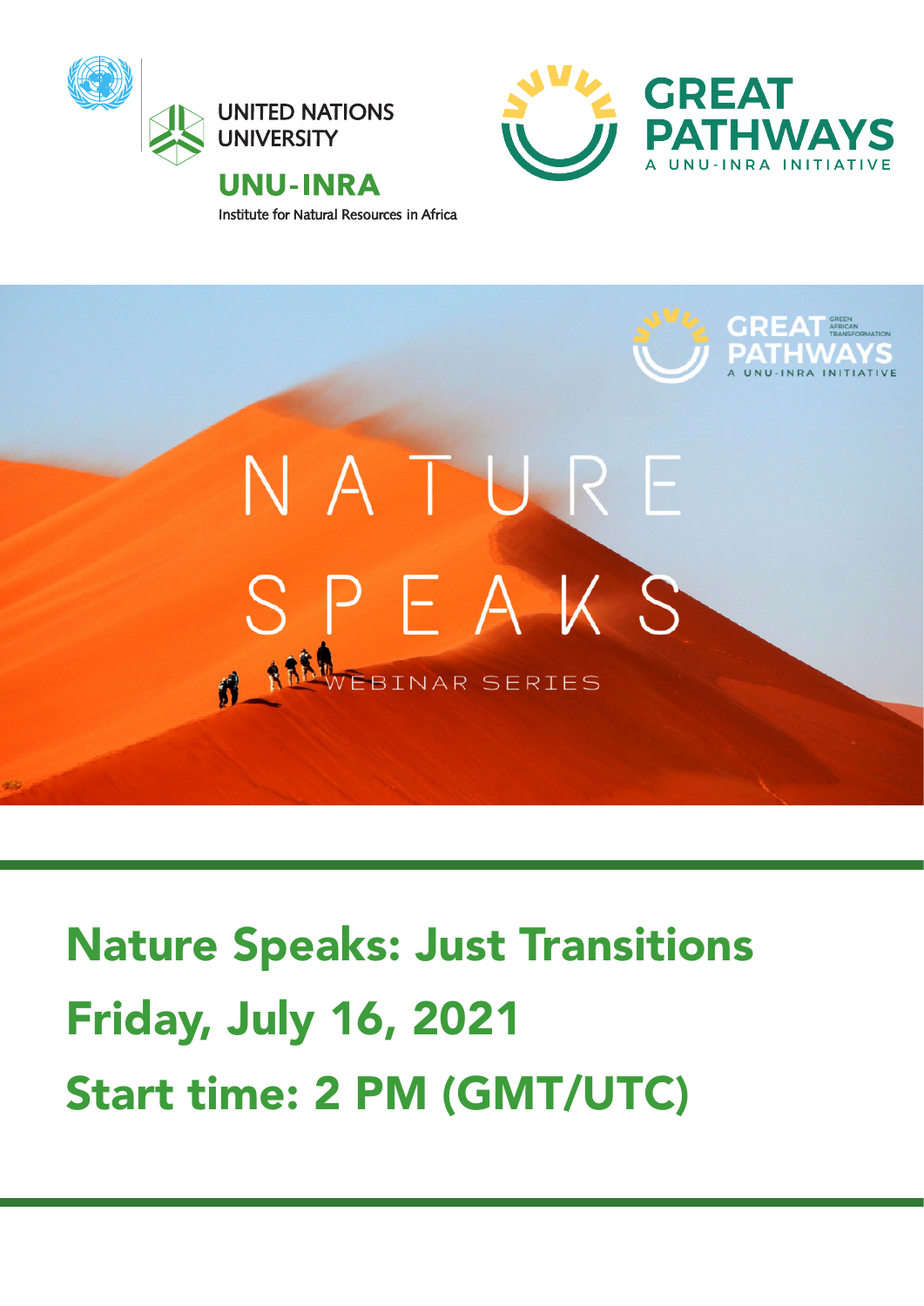UNITED NATIONS UNIVERSITY

UNU-INRA

Institute for Natural Resources in Africa

GREAT PATHWAYS

A UNU-INRA INITIATIVE

NATURE SPEAKS

WEBINAR SERIES

# Nature Speaks: Just Transitions

## Friday, July 16, 2021

## Start time: 2 PM (GMT/UTC)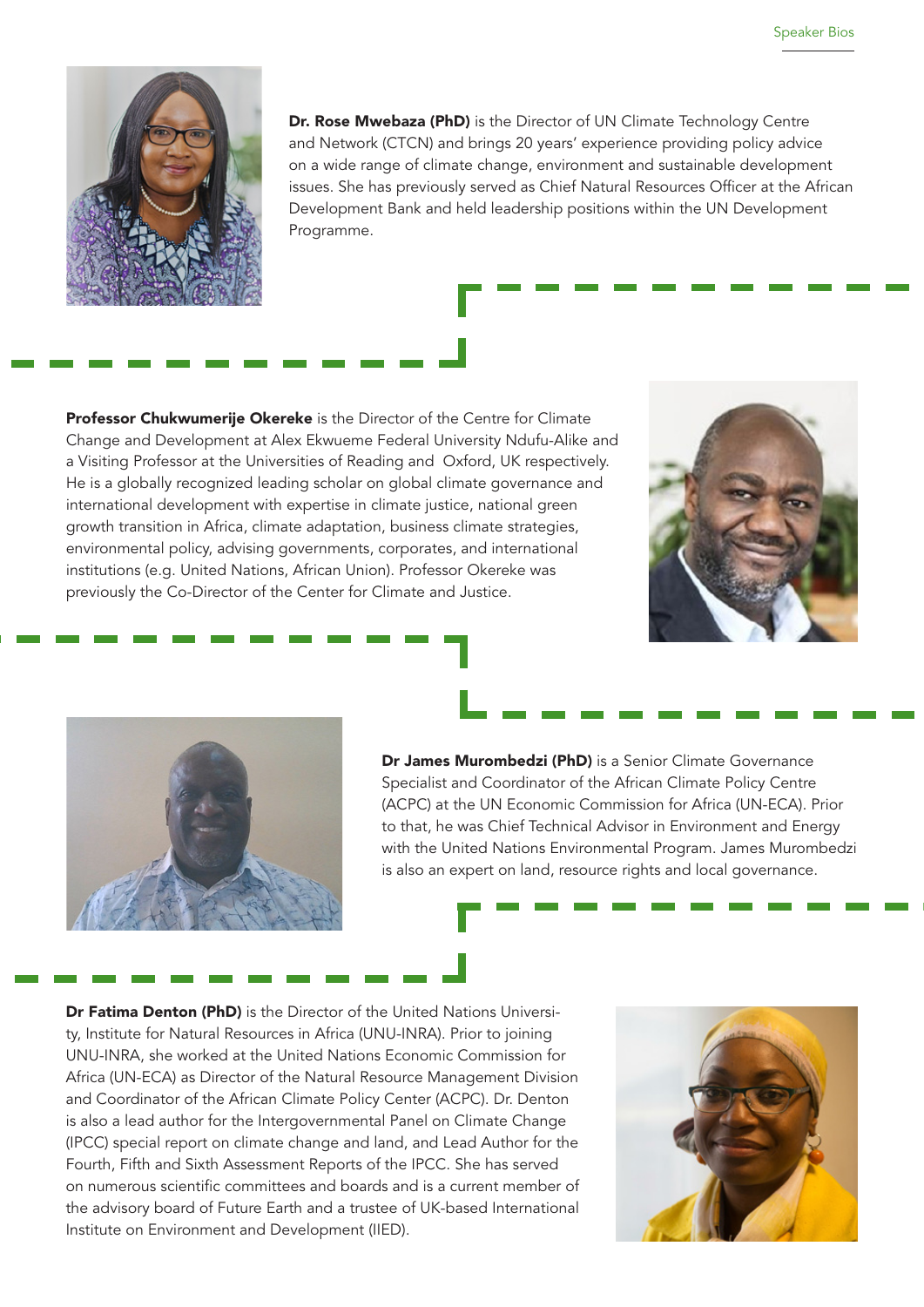**Dr. Rose Mwebaza (PhD)** is the Director of UN Climate Technology Centre and Network (CTCN) and brings 20 years' experience providing policy advice on a wide range of climate change, environment and sustainable development issues. She has previously served as Chief Natural Resources Officer at the African Development Bank and held leadership positions within the UN Development Programme.

**Professor Chukwumerije Okereke** is the Director of the Centre for Climate Change and Development at Alex Ekwueme Federal University Ndufu-Alike and a Visiting Professor at the Universities of Reading and Oxford, UK respectively. He is a globally recognized leading scholar on global climate governance and international development with expertise in climate justice, national green growth transition in Africa, climate adaptation, business climate strategies, environmental policy, advising governments, corporates, and international institutions (e.g. United Nations, African Union). Professor Okereke was previously the Co-Director of the Center for Climate and Justice.

**Dr James Murombedzi (PhD)** is a Senior Climate Governance Specialist and Coordinator of the African Climate Policy Centre (ACPC) at the UN Economic Commission for Africa (UN-ECA). Prior to that, he was Chief Technical Advisor in Environment and Energy with the United Nations Environmental Program. James Murombedzi is also an expert on land, resource rights and local governance.

**Dr Fatima Denton (PhD)** is the Director of the United Nations University, Institute for Natural Resources in Africa (UNU-INRA). Prior to joining UNU-INRA, she worked at the United Nations Economic Commission for Africa (UN-ECA) as Director of the Natural Resource Management Division and Coordinator of the African Climate Policy Center (ACPC). Dr. Denton is also a lead author for the Intergovernmental Panel on Climate Change (IPCC) special report on climate change and land, and Lead Author for the Fourth, Fifth and Sixth Assessment Reports of the IPCC. She has served on numerous scientific committees and boards and is a current member of the advisory board of Future Earth and a trustee of UK-based International Institute on Environment and Development (IIED).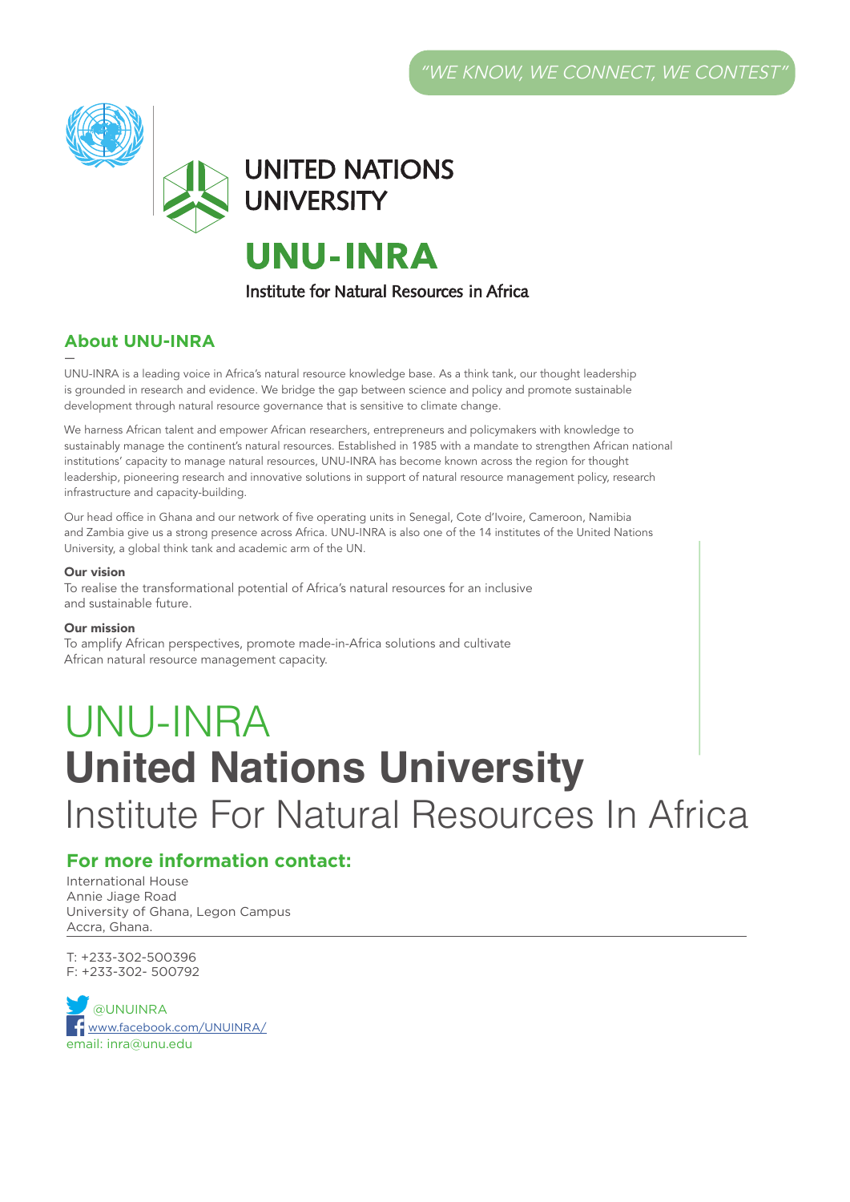*"WE KNOW, WE CONNECT, WE CONTEST"*

UNITED NATIONS UNIVERSITY

# UNU-INRA

Institute for Natural Resources in Africa

## About UNU-INRA

UNU-INRA is a leading voice in Africa's natural resource knowledge base. As a think tank, our thought leadership is grounded in research and evidence. We bridge the gap between science and policy and promote sustainable development through natural resource governance that is sensitive to climate change.

We harness African talent and empower African researchers, entrepreneurs and policymakers with knowledge to sustainably manage the continent's natural resources. Established in 1985 with a mandate to strengthen African national institutions' capacity to manage natural resources, UNU-INRA has become known across the region for thought leadership, pioneering research and innovative solutions in support of natural resource management policy, research infrastructure and capacity-building.

Our head office in Ghana and our network of five operating units in Senegal, Cote d'Ivoire, Cameroon, Namibia and Zambia give us a strong presence across Africa. UNU-INRA is also one of the 14 institutes of the United Nations University, a global think tank and academic arm of the UN.

**Our vision**
To realise the transformational potential of Africa's natural resources for an inclusive and sustainable future.

**Our mission**
To amplify African perspectives, promote made-in-Africa solutions and cultivate African natural resource management capacity.

# UNU-INRA
# **United Nations University**
# Institute For Natural Resources In Africa

## For more information contact:

International House
Annie Jiage Road
University of Ghana, Legon Campus
Accra, Ghana.

T: +233-302-500396
F: +233-302- 500792

@UNUINRA
www.facebook.com/UNUINRA/
email: inra@unu.edu